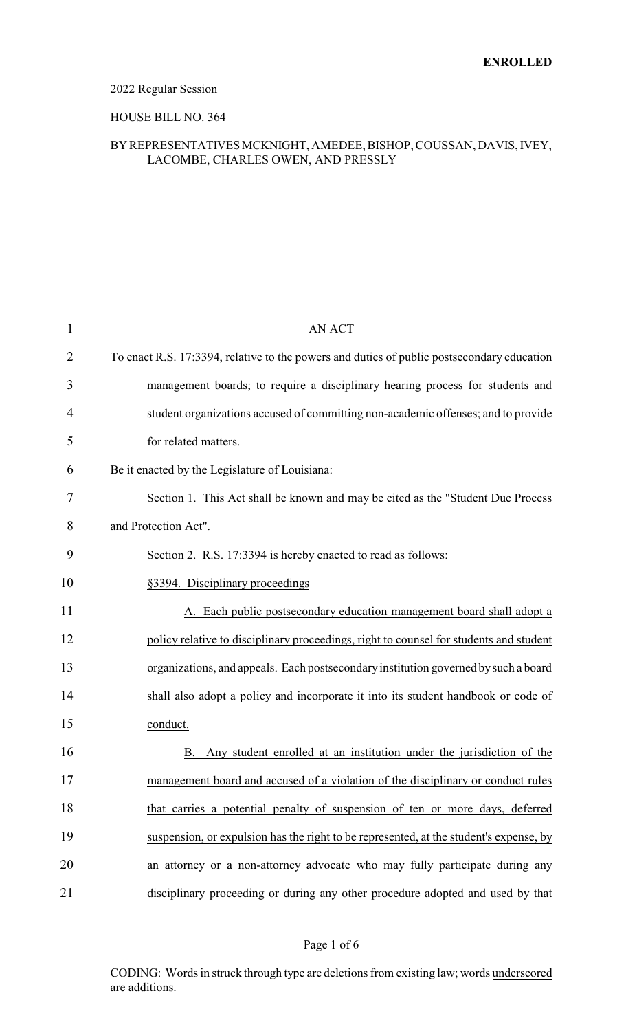**ENROLLED**

2022 Regular Session

HOUSE BILL NO. 364

BY REPRESENTATIVES MCKNIGHT, AMEDEE, BISHOP, COUSSAN, DAVIS, IVEY, LACOMBE, CHARLES OWEN, AND PRESSLY

AN ACT

To enact R.S. 17:3394, relative to the powers and duties of public postsecondary education management boards; to require a disciplinary hearing process for students and student organizations accused of committing non-academic offenses; and to provide for related matters.

Be it enacted by the Legislature of Louisiana:

Section 1. This Act shall be known and may be cited as the "Student Due Process and Protection Act".

Section 2. R.S. 17:3394 is hereby enacted to read as follows:

§3394. Disciplinary proceedings

A. Each public postsecondary education management board shall adopt a policy relative to disciplinary proceedings, right to counsel for students and student organizations, and appeals. Each postsecondary institution governed by such a board shall also adopt a policy and incorporate it into its student handbook or code of conduct.

B. Any student enrolled at an institution under the jurisdiction of the management board and accused of a violation of the disciplinary or conduct rules that carries a potential penalty of suspension of ten or more days, deferred suspension, or expulsion has the right to be represented, at the student's expense, by an attorney or a non-attorney advocate who may fully participate during any disciplinary proceeding or during any other procedure adopted and used by that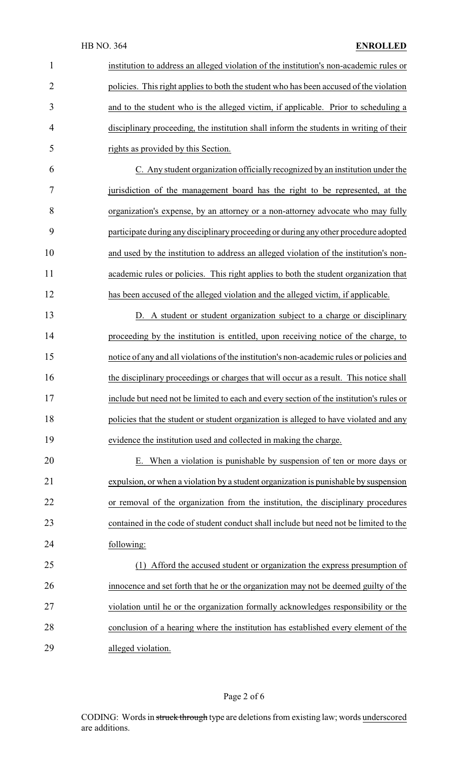institution to address an alleged violation of the institution's non-academic rules or policies. This right applies to both the student who has been accused of the violation and to the student who is the alleged victim, if applicable. Prior to scheduling a disciplinary proceeding, the institution shall inform the students in writing of their rights as provided by this Section.

C. Any student organization officially recognized by an institution under the jurisdiction of the management board has the right to be represented, at the organization's expense, by an attorney or a non-attorney advocate who may fully participate during any disciplinary proceeding or during any other procedure adopted and used by the institution to address an alleged violation of the institution's non-academic rules or policies. This right applies to both the student organization that has been accused of the alleged violation and the alleged victim, if applicable.

D. A student or student organization subject to a charge or disciplinary proceeding by the institution is entitled, upon receiving notice of the charge, to notice of any and all violations of the institution's non-academic rules or policies and the disciplinary proceedings or charges that will occur as a result. This notice shall include but need not be limited to each and every section of the institution's rules or policies that the student or student organization is alleged to have violated and any evidence the institution used and collected in making the charge.

E. When a violation is punishable by suspension of ten or more days or expulsion, or when a violation by a student organization is punishable by suspension or removal of the organization from the institution, the disciplinary procedures contained in the code of student conduct shall include but need not be limited to the following:

(1) Afford the accused student or organization the express presumption of innocence and set forth that he or the organization may not be deemed guilty of the violation until he or the organization formally acknowledges responsibility or the conclusion of a hearing where the institution has established every element of the alleged violation.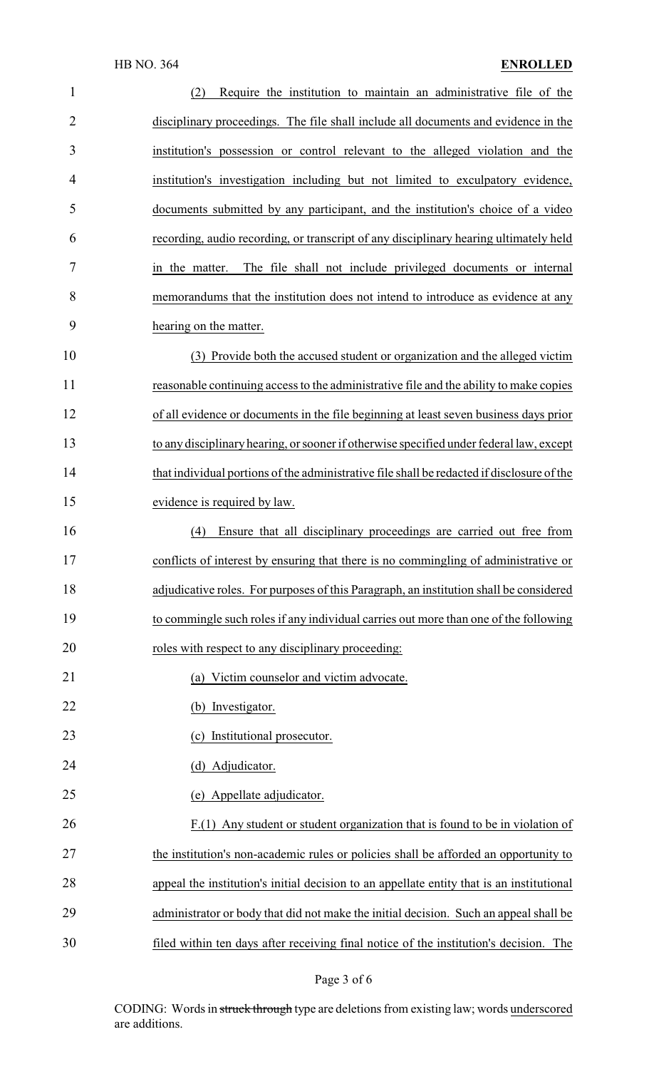(2) Require the institution to maintain an administrative file of the disciplinary proceedings. The file shall include all documents and evidence in the institution's possession or control relevant to the alleged violation and the institution's investigation including but not limited to exculpatory evidence, documents submitted by any participant, and the institution's choice of a video recording, audio recording, or transcript of any disciplinary hearing ultimately held in the matter. The file shall not include privileged documents or internal memorandums that the institution does not intend to introduce as evidence at any hearing on the matter.

(3) Provide both the accused student or organization and the alleged victim reasonable continuing access to the administrative file and the ability to make copies of all evidence or documents in the file beginning at least seven business days prior to any disciplinary hearing, or sooner if otherwise specified under federal law, except that individual portions of the administrative file shall be redacted if disclosure of the evidence is required by law.

(4) Ensure that all disciplinary proceedings are carried out free from conflicts of interest by ensuring that there is no commingling of administrative or adjudicative roles. For purposes of this Paragraph, an institution shall be considered to commingle such roles if any individual carries out more than one of the following roles with respect to any disciplinary proceeding:

(a) Victim counselor and victim advocate.

(b) Investigator.

(c) Institutional prosecutor.

(d) Adjudicator.

(e) Appellate adjudicator.

F.(1) Any student or student organization that is found to be in violation of the institution's non-academic rules or policies shall be afforded an opportunity to appeal the institution's initial decision to an appellate entity that is an institutional administrator or body that did not make the initial decision. Such an appeal shall be filed within ten days after receiving final notice of the institution's decision. The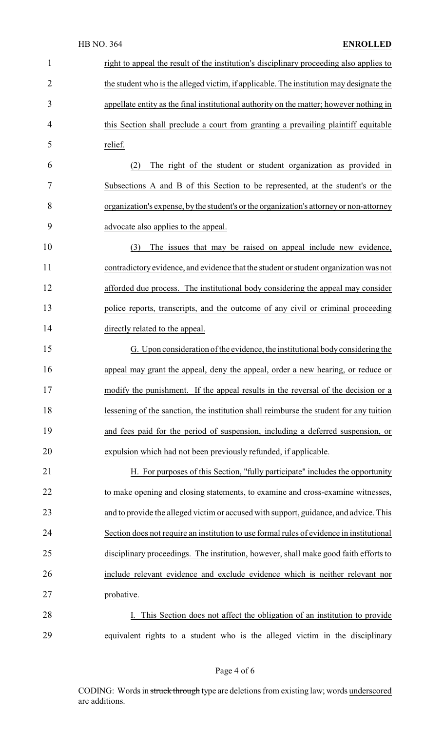right to appeal the result of the institution's disciplinary proceeding also applies to the student who is the alleged victim, if applicable. The institution may designate the appellate entity as the final institutional authority on the matter; however nothing in this Section shall preclude a court from granting a prevailing plaintiff equitable relief.

(2) The right of the student or student organization as provided in Subsections A and B of this Section to be represented, at the student's or the organization's expense, by the student's or the organization's attorney or non-attorney advocate also applies to the appeal.

(3) The issues that may be raised on appeal include new evidence, contradictory evidence, and evidence that the student or student organization was not afforded due process. The institutional body considering the appeal may consider police reports, transcripts, and the outcome of any civil or criminal proceeding directly related to the appeal.

G. Upon consideration of the evidence, the institutional body considering the appeal may grant the appeal, deny the appeal, order a new hearing, or reduce or modify the punishment. If the appeal results in the reversal of the decision or a lessening of the sanction, the institution shall reimburse the student for any tuition and fees paid for the period of suspension, including a deferred suspension, or expulsion which had not been previously refunded, if applicable.

H. For purposes of this Section, "fully participate" includes the opportunity to make opening and closing statements, to examine and cross-examine witnesses, and to provide the alleged victim or accused with support, guidance, and advice. This Section does not require an institution to use formal rules of evidence in institutional disciplinary proceedings. The institution, however, shall make good faith efforts to include relevant evidence and exclude evidence which is neither relevant nor probative.

I. This Section does not affect the obligation of an institution to provide equivalent rights to a student who is the alleged victim in the disciplinary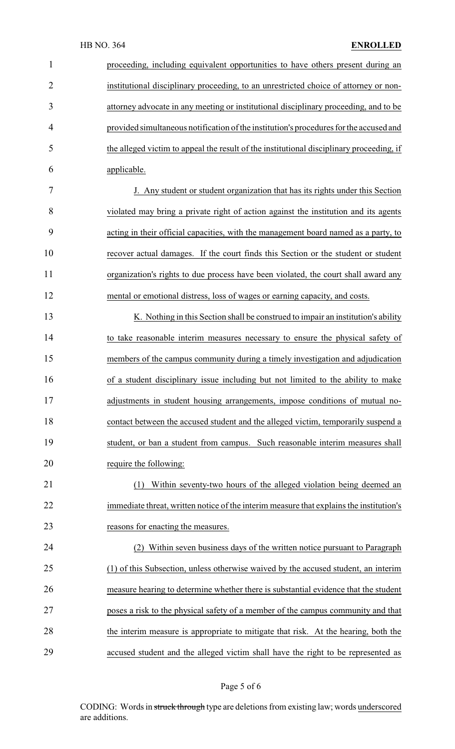proceeding, including equivalent opportunities to have others present during an institutional disciplinary proceeding, to an unrestricted choice of attorney or non-attorney advocate in any meeting or institutional disciplinary proceeding, and to be provided simultaneous notification of the institution's procedures for the accused and the alleged victim to appeal the result of the institutional disciplinary proceeding, if applicable.

J. Any student or student organization that has its rights under this Section violated may bring a private right of action against the institution and its agents acting in their official capacities, with the management board named as a party, to recover actual damages. If the court finds this Section or the student or student organization's rights to due process have been violated, the court shall award any mental or emotional distress, loss of wages or earning capacity, and costs.

K. Nothing in this Section shall be construed to impair an institution's ability to take reasonable interim measures necessary to ensure the physical safety of members of the campus community during a timely investigation and adjudication of a student disciplinary issue including but not limited to the ability to make adjustments in student housing arrangements, impose conditions of mutual no-contact between the accused student and the alleged victim, temporarily suspend a student, or ban a student from campus. Such reasonable interim measures shall require the following:

(1) Within seventy-two hours of the alleged violation being deemed an immediate threat, written notice of the interim measure that explains the institution's reasons for enacting the measures.

(2) Within seven business days of the written notice pursuant to Paragraph (1) of this Subsection, unless otherwise waived by the accused student, an interim measure hearing to determine whether there is substantial evidence that the student poses a risk to the physical safety of a member of the campus community and that the interim measure is appropriate to mitigate that risk. At the hearing, both the accused student and the alleged victim shall have the right to be represented as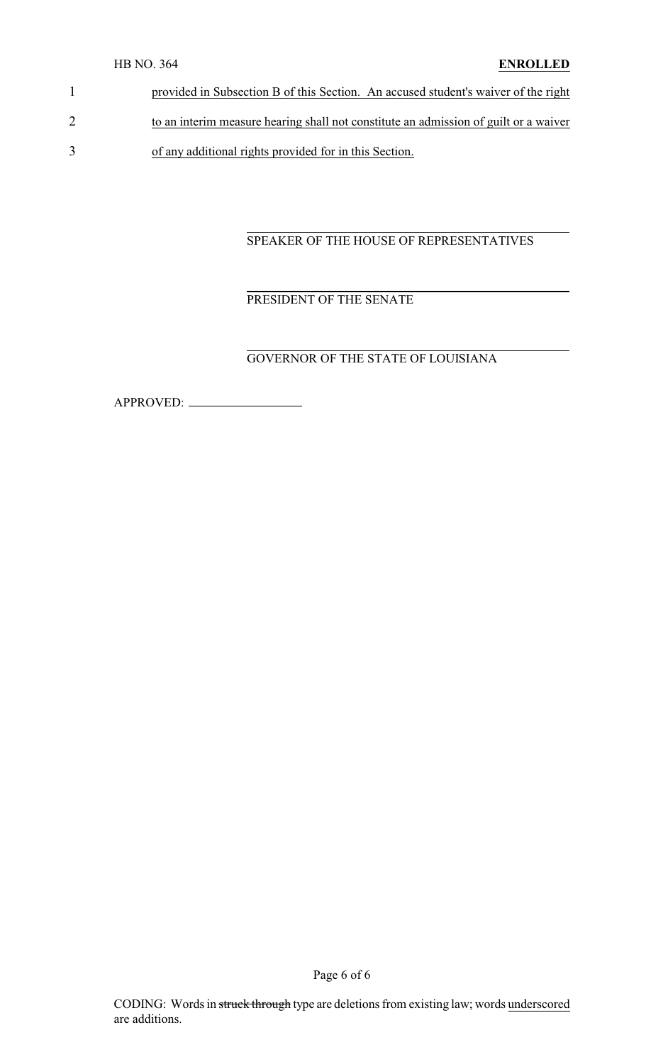provided in Subsection B of this Section. An accused student's waiver of the right to an interim measure hearing shall not constitute an admission of guilt or a waiver of any additional rights provided for in this Section.

SPEAKER OF THE HOUSE OF REPRESENTATIVES

PRESIDENT OF THE SENATE

GOVERNOR OF THE STATE OF LOUISIANA

APPROVED: ___________________

CODING: Words in ~~struck through~~ type are deletions from existing law; words underscored are additions.